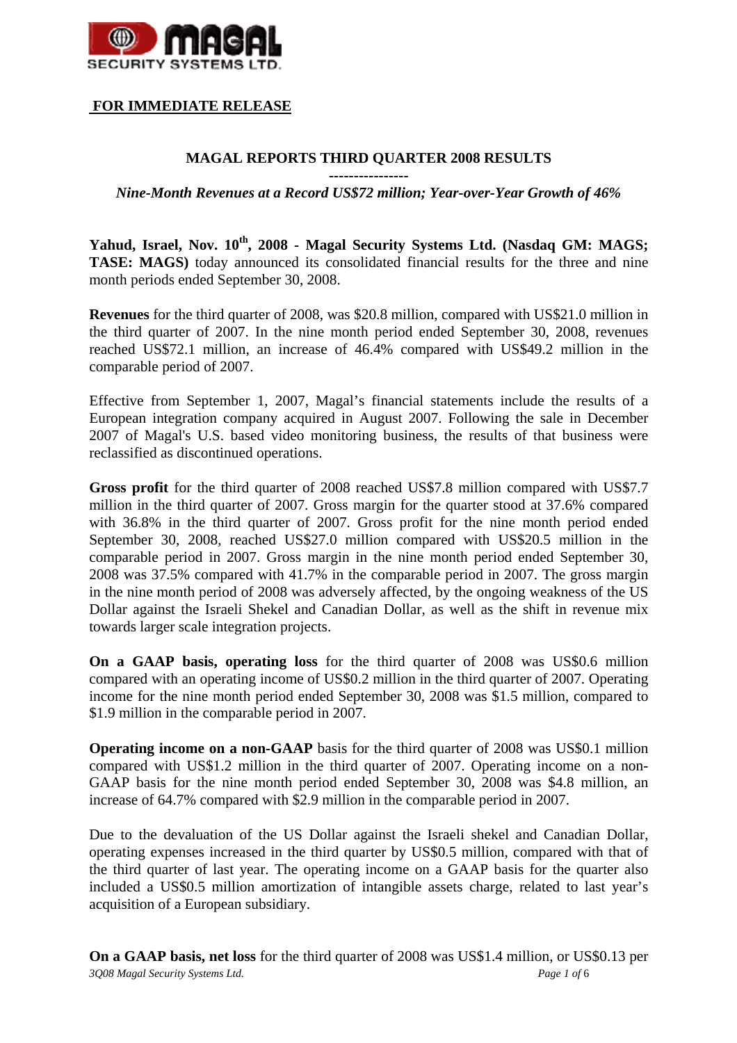**FOR IMMEDIATE RELEASE**

# MAGAL REPORTS THIRD QUARTER 2008 RESULTS

----------------

*Nine-Month Revenues at a Record US$72 million; Year-over-Year Growth of 46%*

**Yahud, Israel, Nov. 10th, 2008 - Magal Security Systems Ltd. (Nasdaq GM: MAGS; TASE: MAGS)** today announced its consolidated financial results for the three and nine month periods ended September 30, 2008.

**Revenues** for the third quarter of 2008, was $20.8 million, compared with US$21.0 million in the third quarter of 2007. In the nine month period ended September 30, 2008, revenues reached US$72.1 million, an increase of 46.4% compared with US$49.2 million in the comparable period of 2007.

Effective from September 1, 2007, Magal's financial statements include the results of a European integration company acquired in August 2007. Following the sale in December 2007 of Magal's U.S. based video monitoring business, the results of that business were reclassified as discontinued operations.

**Gross profit** for the third quarter of 2008 reached US$7.8 million compared with US$7.7 million in the third quarter of 2007. Gross margin for the quarter stood at 37.6% compared with 36.8% in the third quarter of 2007. Gross profit for the nine month period ended September 30, 2008, reached US$27.0 million compared with US$20.5 million in the comparable period in 2007. Gross margin in the nine month period ended September 30, 2008 was 37.5% compared with 41.7% in the comparable period in 2007. The gross margin in the nine month period of 2008 was adversely affected, by the ongoing weakness of the US Dollar against the Israeli Shekel and Canadian Dollar, as well as the shift in revenue mix towards larger scale integration projects.

**On a GAAP basis, operating loss** for the third quarter of 2008 was US$0.6 million compared with an operating income of US$0.2 million in the third quarter of 2007. Operating income for the nine month period ended September 30, 2008 was $1.5 million, compared to $1.9 million in the comparable period in 2007.

**Operating income on a non-GAAP** basis for the third quarter of 2008 was US$0.1 million compared with US$1.2 million in the third quarter of 2007. Operating income on a non-GAAP basis for the nine month period ended September 30, 2008 was $4.8 million, an increase of 64.7% compared with $2.9 million in the comparable period in 2007.

Due to the devaluation of the US Dollar against the Israeli shekel and Canadian Dollar, operating expenses increased in the third quarter by US$0.5 million, compared with that of the third quarter of last year. The operating income on a GAAP basis for the quarter also included a US$0.5 million amortization of intangible assets charge, related to last year's acquisition of a European subsidiary.

**On a GAAP basis, net loss** for the third quarter of 2008 was US$1.4 million, or US$0.13 per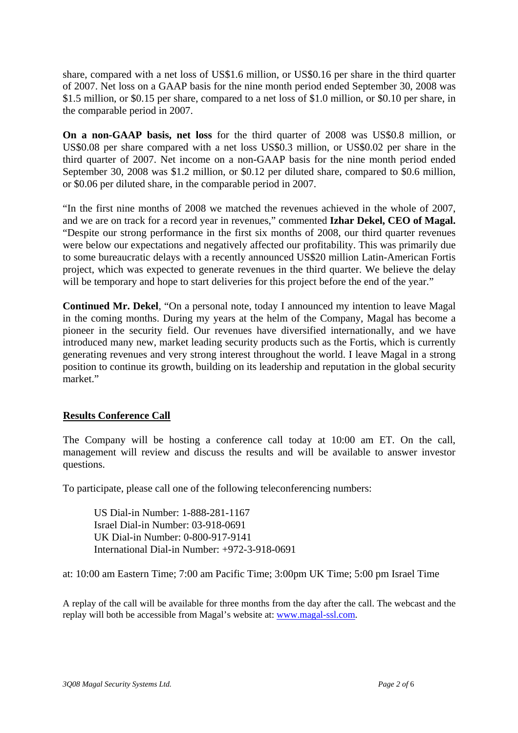share, compared with a net loss of US$1.6 million, or US$0.16 per share in the third quarter of 2007. Net loss on a GAAP basis for the nine month period ended September 30, 2008 was $1.5 million, or $0.15 per share, compared to a net loss of $1.0 million, or $0.10 per share, in the comparable period in 2007.

**On a non-GAAP basis, net loss** for the third quarter of 2008 was US$0.8 million, or US$0.08 per share compared with a net loss US$0.3 million, or US$0.02 per share in the third quarter of 2007. Net income on a non-GAAP basis for the nine month period ended September 30, 2008 was $1.2 million, or $0.12 per diluted share, compared to $0.6 million, or $0.06 per diluted share, in the comparable period in 2007.

"In the first nine months of 2008 we matched the revenues achieved in the whole of 2007, and we are on track for a record year in revenues," commented **Izhar Dekel, CEO of Magal.** "Despite our strong performance in the first six months of 2008, our third quarter revenues were below our expectations and negatively affected our profitability. This was primarily due to some bureaucratic delays with a recently announced US$20 million Latin-American Fortis project, which was expected to generate revenues in the third quarter. We believe the delay will be temporary and hope to start deliveries for this project before the end of the year."

**Continued Mr. Dekel**, "On a personal note, today I announced my intention to leave Magal in the coming months. During my years at the helm of the Company, Magal has become a pioneer in the security field. Our revenues have diversified internationally, and we have introduced many new, market leading security products such as the Fortis, which is currently generating revenues and very strong interest throughout the world. I leave Magal in a strong position to continue its growth, building on its leadership and reputation in the global security market."

## Results Conference Call

The Company will be hosting a conference call today at 10:00 am ET. On the call, management will review and discuss the results and will be available to answer investor questions.

To participate, please call one of the following teleconferencing numbers:

US Dial-in Number: 1-888-281-1167
Israel Dial-in Number: 03-918-0691
UK Dial-in Number: 0-800-917-9141
International Dial-in Number: +972-3-918-0691

at: 10:00 am Eastern Time; 7:00 am Pacific Time; 3:00pm UK Time; 5:00 pm Israel Time

A replay of the call will be available for three months from the day after the call. The webcast and the replay will both be accessible from Magal's website at: www.magal-ssl.com.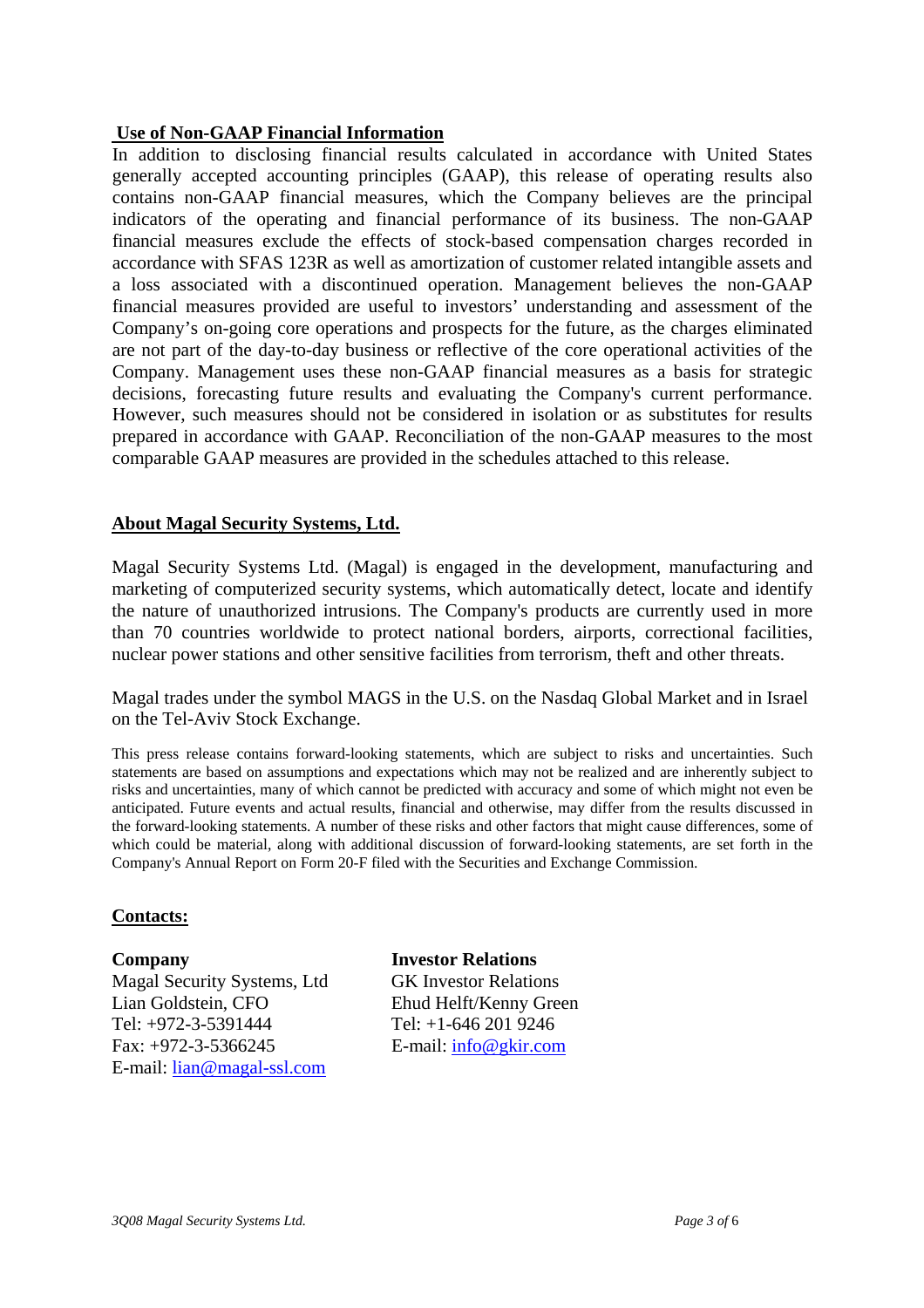## Use of Non-GAAP Financial Information

In addition to disclosing financial results calculated in accordance with United States generally accepted accounting principles (GAAP), this release of operating results also contains non-GAAP financial measures, which the Company believes are the principal indicators of the operating and financial performance of its business. The non-GAAP financial measures exclude the effects of stock-based compensation charges recorded in accordance with SFAS 123R as well as amortization of customer related intangible assets and a loss associated with a discontinued operation. Management believes the non-GAAP financial measures provided are useful to investors' understanding and assessment of the Company's on-going core operations and prospects for the future, as the charges eliminated are not part of the day-to-day business or reflective of the core operational activities of the Company. Management uses these non-GAAP financial measures as a basis for strategic decisions, forecasting future results and evaluating the Company's current performance. However, such measures should not be considered in isolation or as substitutes for results prepared in accordance with GAAP. Reconciliation of the non-GAAP measures to the most comparable GAAP measures are provided in the schedules attached to this release.

## About Magal Security Systems, Ltd.

Magal Security Systems Ltd. (Magal) is engaged in the development, manufacturing and marketing of computerized security systems, which automatically detect, locate and identify the nature of unauthorized intrusions. The Company's products are currently used in more than 70 countries worldwide to protect national borders, airports, correctional facilities, nuclear power stations and other sensitive facilities from terrorism, theft and other threats.

Magal trades under the symbol MAGS in the U.S. on the Nasdaq Global Market and in Israel on the Tel-Aviv Stock Exchange.

This press release contains forward-looking statements, which are subject to risks and uncertainties. Such statements are based on assumptions and expectations which may not be realized and are inherently subject to risks and uncertainties, many of which cannot be predicted with accuracy and some of which might not even be anticipated. Future events and actual results, financial and otherwise, may differ from the results discussed in the forward-looking statements. A number of these risks and other factors that might cause differences, some of which could be material, along with additional discussion of forward-looking statements, are set forth in the Company's Annual Report on Form 20-F filed with the Securities and Exchange Commission.

## Contacts:

**Company**
Magal Security Systems, Ltd
Lian Goldstein, CFO
Tel: +972-3-5391444
Fax: +972-3-5366245
E-mail: lian@magal-ssl.com

**Investor Relations**
GK Investor Relations
Ehud Helft/Kenny Green
Tel: +1-646 201 9246
E-mail: info@gkir.com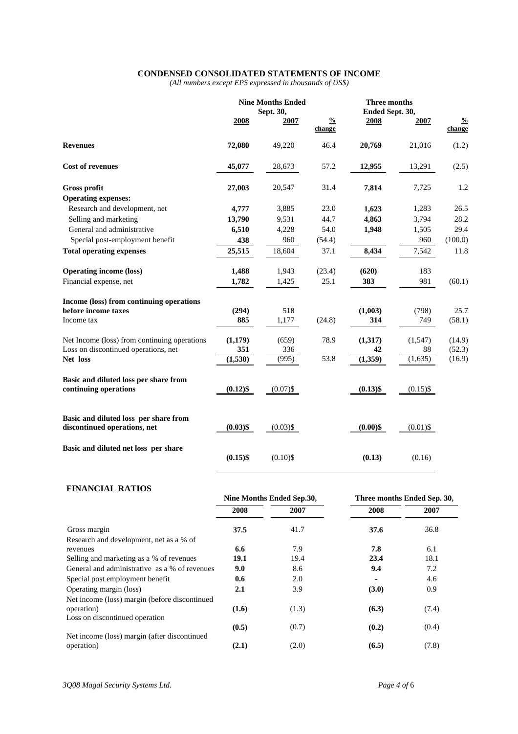## CONDENSED CONSOLIDATED STATEMENTS OF INCOME

*(All numbers except EPS expressed in thousands of US$)*

| | Nine Months Ended Sept. 30, | | | Three months Ended Sept. 30, | | |
|---|---|---|---|---|---|---|
| | **2008** | **2007** | **% change** | **2008** | **2007** | **% change** |
| **Revenues** | **72,080** | 49,220 | 46.4 | **20,769** | 21,016 | (1.2) |
| **Cost of revenues** | **45,077** | 28,673 | 57.2 | **12,955** | 13,291 | (2.5) |
| **Gross profit** | **27,003** | 20,547 | 31.4 | **7,814** | 7,725 | 1.2 |
| **Operating expenses:** | | | | | | |
| Research and development, net | **4,777** | 3,885 | 23.0 | **1,623** | 1,283 | 26.5 |
| Selling and marketing | **13,790** | 9,531 | 44.7 | **4,863** | 3,794 | 28.2 |
| General and administrative | **6,510** | 4,228 | 54.0 | **1,948** | 1,505 | 29.4 |
| Special post-employment benefit | **438** | 960 | (54.4) | | 960 | (100.0) |
| **Total operating expenses** | **25,515** | 18,604 | 37.1 | **8,434** | 7,542 | 11.8 |
| **Operating income (loss)** | **1,488** | 1,943 | (23.4) | **(620)** | 183 | |
| Financial expense, net | **1,782** | 1,425 | 25.1 | **383** | 981 | (60.1) |
| **Income (loss) from continuing operations before income taxes** | **(294)** | 518 | | **(1,003)** | (798) | 25.7 |
| Income tax | **885** | 1,177 | (24.8) | **314** | 749 | (58.1) |
| Net Income (loss) from continuing operations | **(1,179)** | (659) | 78.9 | **(1,317)** | (1,547) | (14.9) |
| Loss on discontinued operations, net | **351** | 336 | | **42** | 88 | (52.3) |
| **Net loss** | **(1,530)** | (995) | 53.8 | **(1,359)** | (1,635) | (16.9) |
| **Basic and diluted loss per share from continuing operations** | **(0.12)$** | (0.07)$ | | **(0.13)$** | (0.15)$ | |
| **Basic and diluted loss per share from discontinued operations, net** | **(0.03)$** | (0.03)$ | | **(0.00)$** | (0.01)$ | |
| **Basic and diluted net loss per share** | **(0.15)$** | (0.10)$ | | **(0.13)** | (0.16) | |

## FINANCIAL RATIOS

| | Nine Months Ended Sep.30, | | Three months Ended Sep. 30, | |
|---|---|---|---|---|
| | **2008** | **2007** | **2008** | **2007** |
| Gross margin | **37.5** | 41.7 | **37.6** | 36.8 |
| Research and development, net as a % of revenues | **6.6** | 7.9 | **7.8** | 6.1 |
| Selling and marketing as a % of revenues | **19.1** | 19.4 | **23.4** | 18.1 |
| General and administrative as a % of revenues | **9.0** | 8.6 | **9.4** | 7.2 |
| Special post employment benefit | **0.6** | 2.0 | **-** | 4.6 |
| Operating margin (loss) | **2.1** | 3.9 | **(3.0)** | 0.9 |
| Net income (loss) margin (before discontinued operation) | **(1.6)** | (1.3) | **(6.3)** | (7.4) |
| Loss on discontinued operation | **(0.5)** | (0.7) | **(0.2)** | (0.4) |
| Net income (loss) margin (after discontinued operation) | **(2.1)** | (2.0) | **(6.5)** | (7.8) |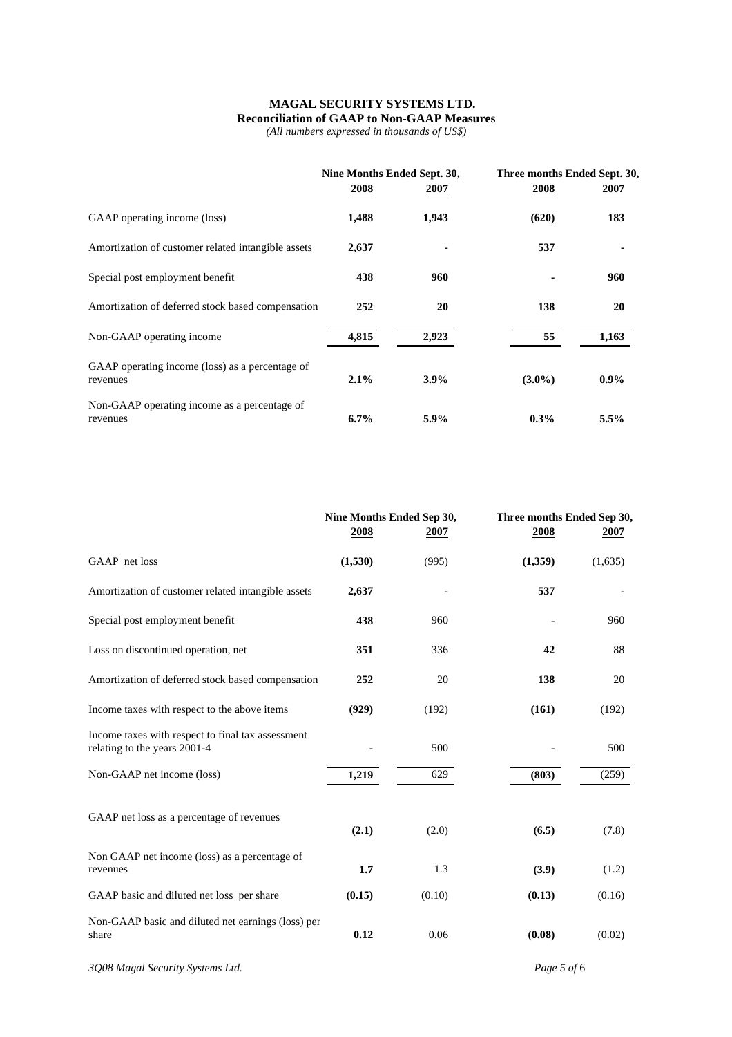**MAGAL SECURITY SYSTEMS LTD.**
**Reconciliation of GAAP to Non-GAAP Measures**
*(All numbers expressed in thousands of US$)*

| | Nine Months Ended Sept. 30, | | Three months Ended Sept. 30, | |
|---|---|---|---|---|
| | **2008** | **2007** | **2008** | **2007** |
| GAAP operating income (loss) | **1,488** | **1,943** | **(620)** | **183** |
| Amortization of customer related intangible assets | **2,637** | **-** | **537** | **-** |
| Special post employment benefit | **438** | **960** | **-** | **960** |
| Amortization of deferred stock based compensation | **252** | **20** | **138** | **20** |
| Non-GAAP operating income | **4,815** | **2,923** | **55** | **1,163** |
| GAAP operating income (loss) as a percentage of revenues | **2.1%** | **3.9%** | **(3.0%)** | **0.9%** |
| Non-GAAP operating income as a percentage of revenues | **6.7%** | **5.9%** | **0.3%** | **5.5%** |

| | Nine Months Ended Sep 30, | | Three months Ended Sep 30, | |
|---|---|---|---|---|
| | **2008** | **2007** | **2008** | **2007** |
| GAAP net loss | **(1,530)** | (995) | **(1,359)** | (1,635) |
| Amortization of customer related intangible assets | **2,637** | - | **537** | - |
| Special post employment benefit | **438** | 960 | **-** | 960 |
| Loss on discontinued operation, net | **351** | 336 | **42** | 88 |
| Amortization of deferred stock based compensation | **252** | 20 | **138** | 20 |
| Income taxes with respect to the above items | **(929)** | (192) | **(161)** | (192) |
| Income taxes with respect to final tax assessment relating to the years 2001-4 | **-** | 500 | **-** | 500 |
| Non-GAAP net income (loss) | **1,219** | 629 | **(803)** | (259) |
| GAAP net loss as a percentage of revenues | **(2.1)** | (2.0) | **(6.5)** | (7.8) |
| Non GAAP net income (loss) as a percentage of revenues | **1.7** | 1.3 | **(3.9)** | (1.2) |
| GAAP basic and diluted net loss per share | **(0.15)** | (0.10) | **(0.13)** | (0.16) |
| Non-GAAP basic and diluted net earnings (loss) per share | **0.12** | 0.06 | **(0.08)** | (0.02) |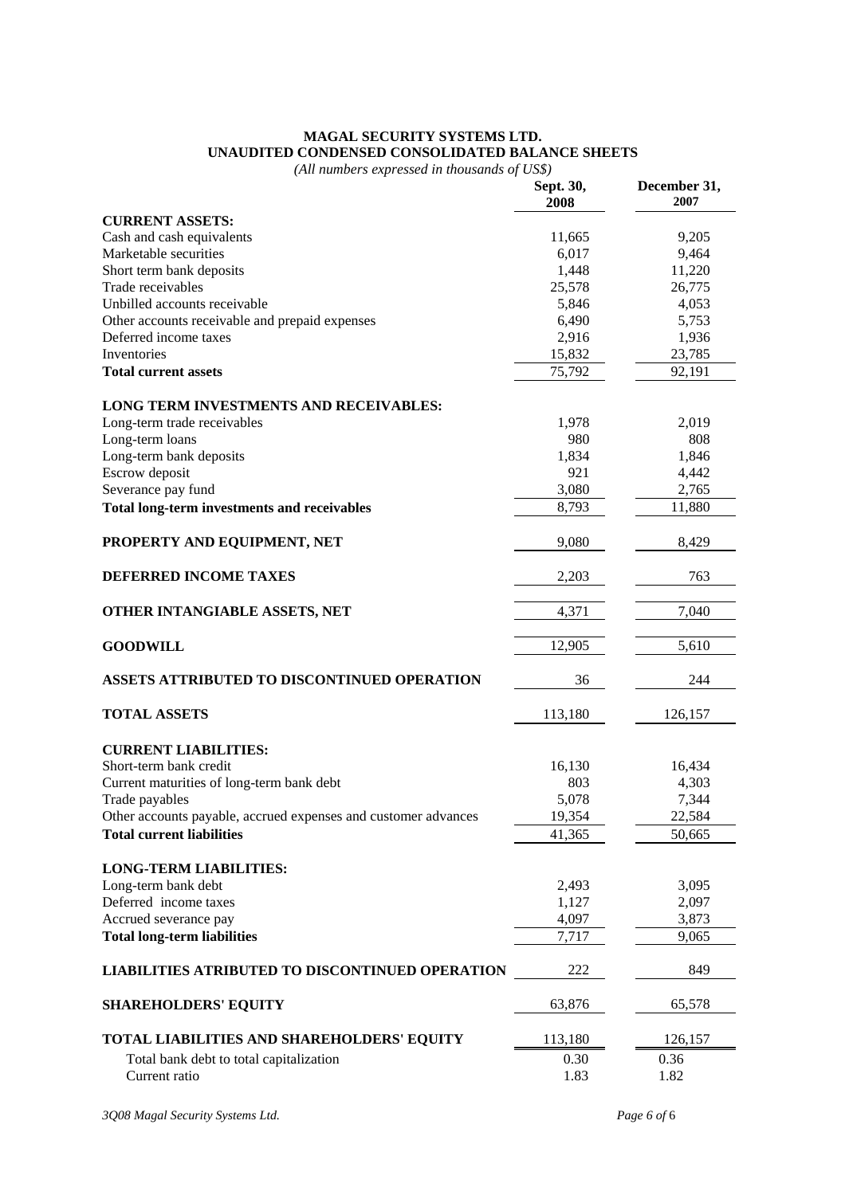**MAGAL SECURITY SYSTEMS LTD.**
**UNAUDITED CONDENSED CONSOLIDATED BALANCE SHEETS**
*(All numbers expressed in thousands of US$)*

| | Sept. 30, 2008 | December 31, 2007 |
|---|---|---|
| **CURRENT ASSETS:** | | |
| Cash and cash equivalents | 11,665 | 9,205 |
| Marketable securities | 6,017 | 9,464 |
| Short term bank deposits | 1,448 | 11,220 |
| Trade receivables | 25,578 | 26,775 |
| Unbilled accounts receivable | 5,846 | 4,053 |
| Other accounts receivable and prepaid expenses | 6,490 | 5,753 |
| Deferred income taxes | 2,916 | 1,936 |
| Inventories | 15,832 | 23,785 |
| **Total current assets** | 75,792 | 92,191 |
| | | |
| **LONG TERM INVESTMENTS AND RECEIVABLES:** | | |
| Long-term trade receivables | 1,978 | 2,019 |
| Long-term loans | 980 | 808 |
| Long-term bank deposits | 1,834 | 1,846 |
| Escrow deposit | 921 | 4,442 |
| Severance pay fund | 3,080 | 2,765 |
| **Total long-term investments and receivables** | 8,793 | 11,880 |
| | | |
| **PROPERTY AND EQUIPMENT, NET** | 9,080 | 8,429 |
| | | |
| **DEFERRED INCOME TAXES** | 2,203 | 763 |
| | | |
| **OTHER INTANGIABLE ASSETS, NET** | 4,371 | 7,040 |
| | | |
| **GOODWILL** | 12,905 | 5,610 |
| | | |
| **ASSETS ATTRIBUTED TO DISCONTINUED OPERATION** | 36 | 244 |
| | | |
| **TOTAL ASSETS** | 113,180 | 126,157 |
| | | |
| **CURRENT LIABILITIES:** | | |
| Short-term bank credit | 16,130 | 16,434 |
| Current maturities of long-term bank debt | 803 | 4,303 |
| Trade payables | 5,078 | 7,344 |
| Other accounts payable, accrued expenses and customer advances | 19,354 | 22,584 |
| **Total current liabilities** | 41,365 | 50,665 |
| | | |
| **LONG-TERM LIABILITIES:** | | |
| Long-term bank debt | 2,493 | 3,095 |
| Deferred income taxes | 1,127 | 2,097 |
| Accrued severance pay | 4,097 | 3,873 |
| **Total long-term liabilities** | 7,717 | 9,065 |
| | | |
| **LIABILITIES ATRIBUTED TO DISCONTINUED OPERATION** | 222 | 849 |
| | | |
| **SHAREHOLDERS' EQUITY** | 63,876 | 65,578 |
| | | |
| **TOTAL LIABILITIES AND SHAREHOLDERS' EQUITY** | 113,180 | 126,157 |
| Total bank debt to total capitalization | 0.30 | 0.36 |
| Current ratio | 1.83 | 1.82 |